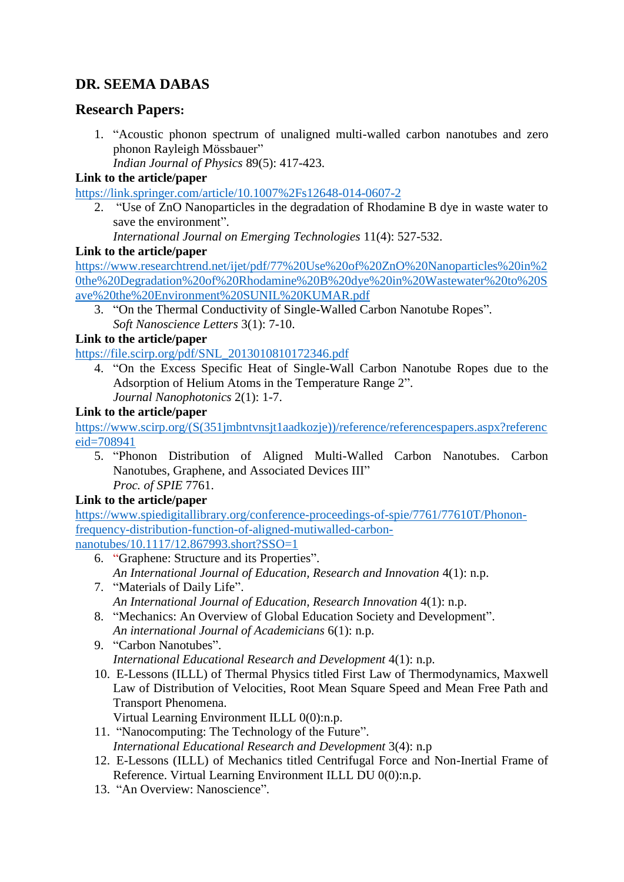## DR. SEEMA DABAS

### Research Papers:

1. "Acoustic phonon spectrum of unaligned multi-walled carbon nanotubes and zero phonon Rayleigh Mössbauer"
   *Indian Journal of Physics* 89(5): 417-423.

**Link to the article/paper**

https://link.springer.com/article/10.1007%2Fs12648-014-0607-2

2. "Use of ZnO Nanoparticles in the degradation of Rhodamine B dye in waste water to save the environment".
   *International Journal on Emerging Technologies* 11(4): 527-532.

**Link to the article/paper**

https://www.researchtrend.net/ijet/pdf/77%20Use%20of%20ZnO%20Nanoparticles%20in%20the%20Degradation%20of%20Rhodamine%20B%20dye%20in%20Wastewater%20to%20Save%20the%20Environment%20SUNIL%20KUMAR.pdf

3. "On the Thermal Conductivity of Single-Walled Carbon Nanotube Ropes".
   *Soft Nanoscience Letters* 3(1): 7-10.

**Link to the article/paper**

https://file.scirp.org/pdf/SNL_2013010810172346.pdf

4. "On the Excess Specific Heat of Single-Wall Carbon Nanotube Ropes due to the Adsorption of Helium Atoms in the Temperature Range 2".
   *Journal Nanophotonics* 2(1): 1-7.

**Link to the article/paper**

https://www.scirp.org/(S(351jmbntvnsjt1aadkozje))/reference/referencespapers.aspx?referenceid=708941

5. "Phonon Distribution of Aligned Multi-Walled Carbon Nanotubes. Carbon Nanotubes, Graphene, and Associated Devices III"
   *Proc. of SPIE* 7761.

**Link to the article/paper**

https://www.spiedigitallibrary.org/conference-proceedings-of-spie/7761/77610T/Phonon-frequency-distribution-function-of-aligned-mutiwalled-carbon-nanotubes/10.1117/12.867993.short?SSO=1

6. "Graphene: Structure and its Properties".
   *An International Journal of Education, Research and Innovation* 4(1): n.p.
7. "Materials of Daily Life".
   *An International Journal of Education, Research Innovation* 4(1): n.p.
8. "Mechanics: An Overview of Global Education Society and Development".
   *An international Journal of Academicians* 6(1): n.p.
9. "Carbon Nanotubes".
   *International Educational Research and Development* 4(1): n.p.
10. E-Lessons (ILLL) of Thermal Physics titled First Law of Thermodynamics, Maxwell Law of Distribution of Velocities, Root Mean Square Speed and Mean Free Path and Transport Phenomena.
    Virtual Learning Environment ILLL 0(0):n.p.
11. "Nanocomputing: The Technology of the Future".
    *International Educational Research and Development* 3(4): n.p
12. E-Lessons (ILLL) of Mechanics titled Centrifugal Force and Non-Inertial Frame of Reference. Virtual Learning Environment ILLL DU 0(0):n.p.
13. "An Overview: Nanoscience".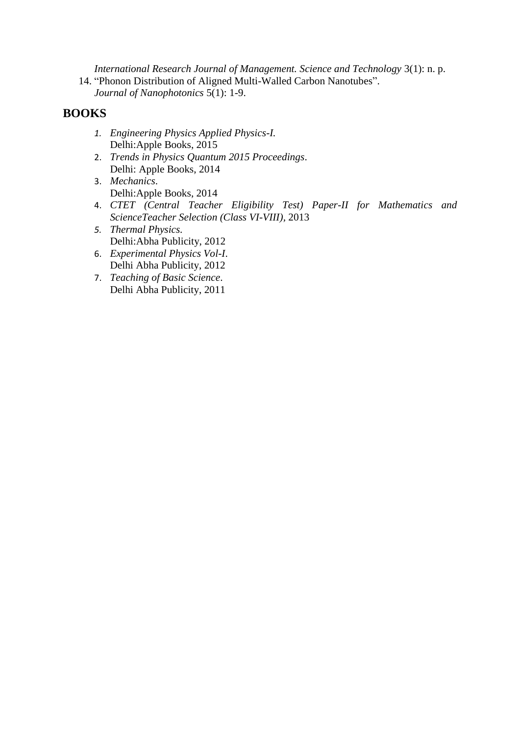*International Research Journal of Management. Science and Technology* 3(1): n. p.

14. "Phonon Distribution of Aligned Multi-Walled Carbon Nanotubes".
 *Journal of Nanophotonics* 5(1): 1-9.

## BOOKS

1. *Engineering Physics Applied Physics-I.*
 Delhi:Apple Books, 2015
2. *Trends in Physics Quantum 2015 Proceedings*.
 Delhi: Apple Books, 2014
3. *Mechanics*.
 Delhi:Apple Books, 2014
4. *CTET (Central Teacher Eligibility Test) Paper-II for Mathematics and ScienceTeacher Selection (Class VI-VIII)*, 2013
5. *Thermal Physics.*
 Delhi:Abha Publicity, 2012
6. *Experimental Physics Vol-I*.
 Delhi Abha Publicity, 2012
7. *Teaching of Basic Science*.
 Delhi Abha Publicity, 2011